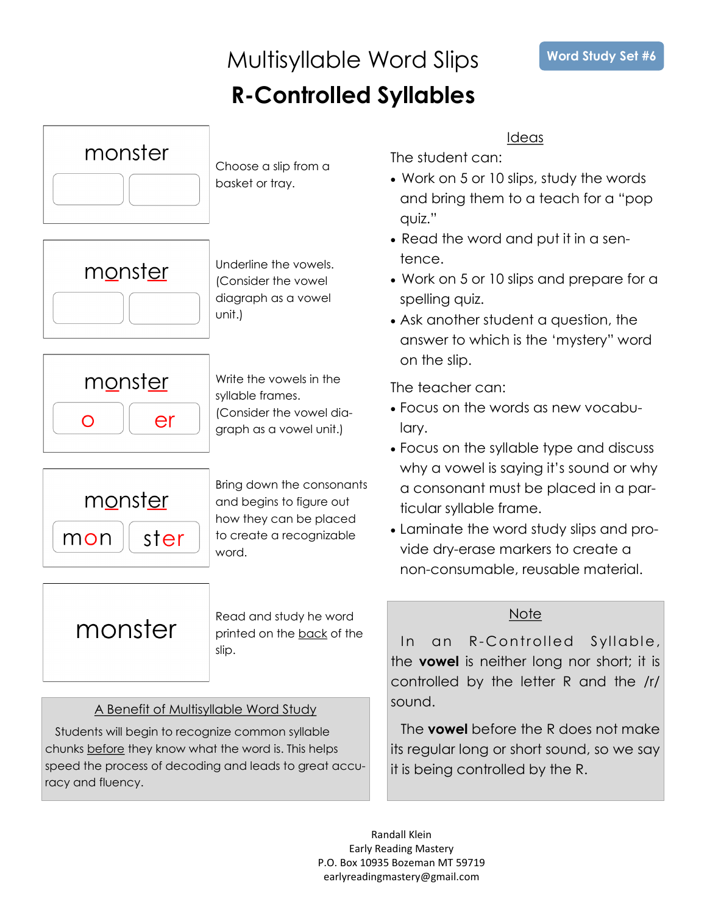# Multisyllable Word Slips

Word Study Set #6

## R-Controlled Syllables

| Slip | Step |
| --- | --- |
| monster [ ] [ ] | Choose a slip from a basket or tray. |
| monster [ ] [ ] | Underline the vowels. (Consider the vowel diagraph as a vowel unit.) |
| monster [ o ] [ er ] | Write the vowels in the syllable frames. (Consider the vowel diagraph as a vowel unit.) |
| monster [ mon ] [ ster ] | Bring down the consonants and begins to figure out how they can be placed to create a recognizable word. |
| monster | Read and study he word printed on the back of the slip. |

### A Benefit of Multisyllable Word Study

Students will begin to recognize common syllable chunks before they know what the word is. This helps speed the process of decoding and leads to great accuracy and fluency.

### Ideas

The student can:

- Work on 5 or 10 slips, study the words and bring them to a teach for a "pop quiz."
- Read the word and put it in a sentence.
- Work on 5 or 10 slips and prepare for a spelling quiz.
- Ask another student a question, the answer to which is the 'mystery" word on the slip.

The teacher can:

- Focus on the words as new vocabulary.
- Focus on the syllable type and discuss why a vowel is saying it's sound or why a consonant must be placed in a particular syllable frame.
- Laminate the word study slips and provide dry-erase markers to create a non-consumable, reusable material.

### Note

In an R-Controlled Syllable, the **vowel** is neither long nor short; it is controlled by the letter R and the /r/ sound.

The **vowel** before the R does not make its regular long or short sound, so we say it is being controlled by the R.

Randall Klein
Early Reading Mastery
P.O. Box 10935 Bozeman MT 59719
earlyreadingmastery@gmail.com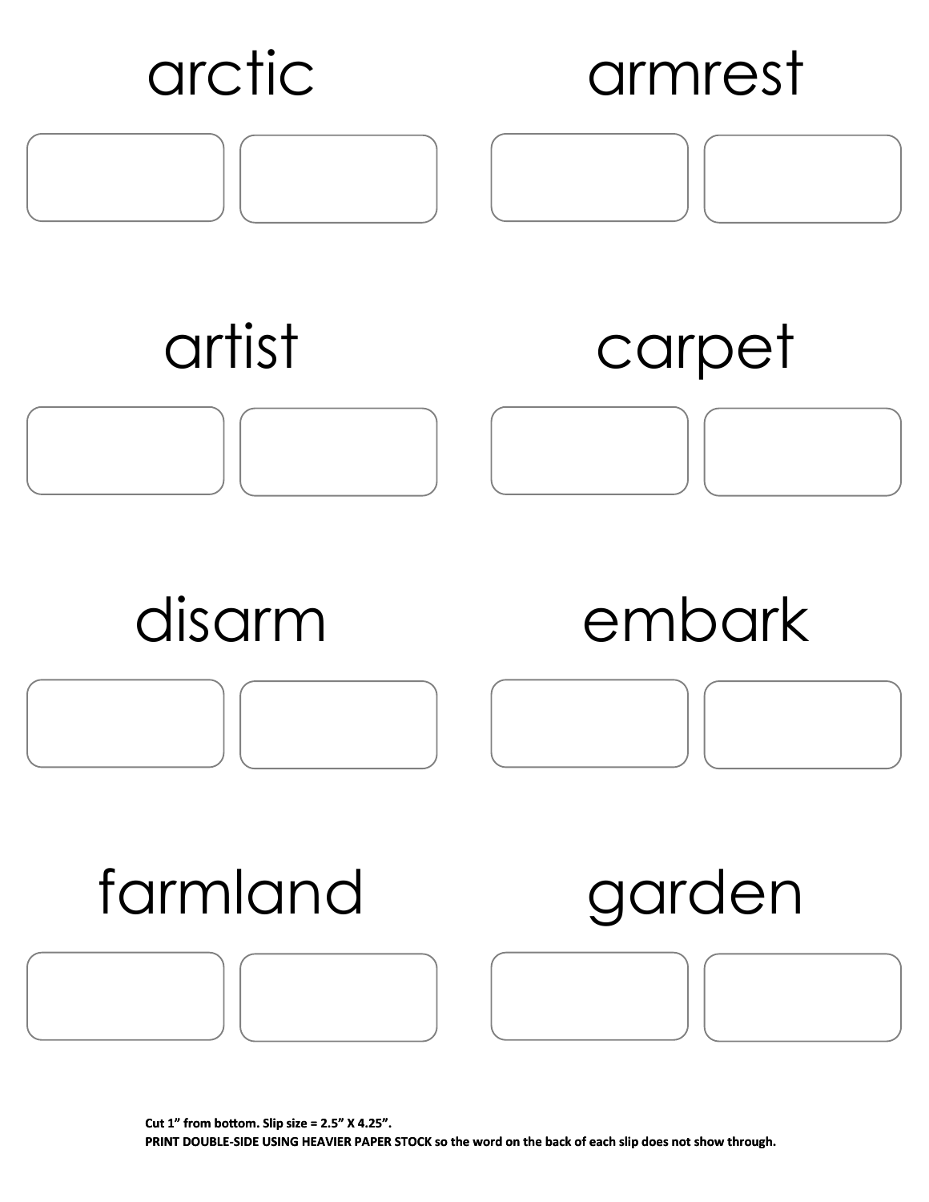arctic

armrest

artist

carpet

disarm

embark

farmland

garden

**Cut 1" from bottom. Slip size = 2.5" X 4.25".**
**PRINT DOUBLE-SIDE USING HEAVIER PAPER STOCK so the word on the back of each slip does not show through.**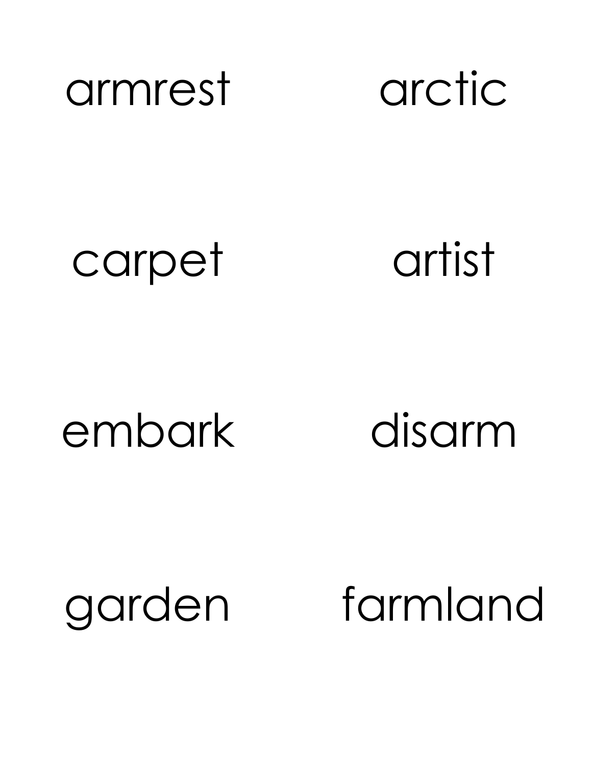armrest

arctic

carpet

artist

embark

disarm

garden

farmland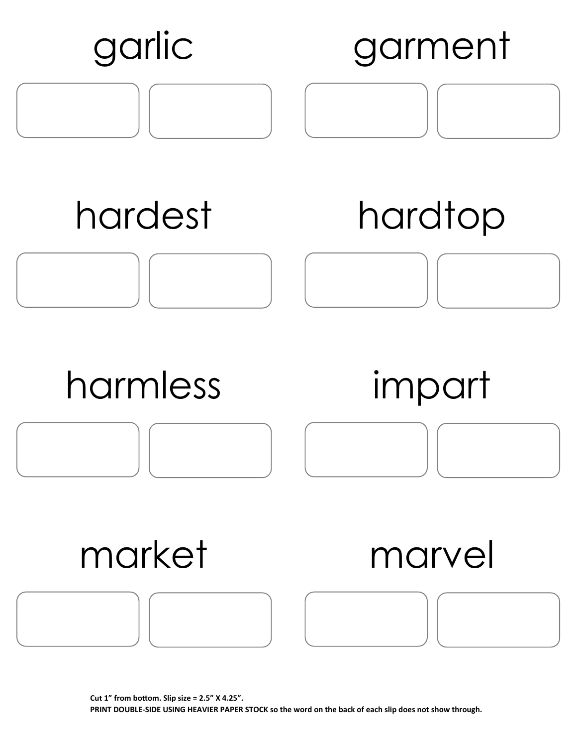garlic

garment

hardest

hardtop

harmless

impart

market

marvel

**Cut 1" from bottom. Slip size = 2.5" X 4.25".**
**PRINT DOUBLE-SIDE USING HEAVIER PAPER STOCK so the word on the back of each slip does not show through.**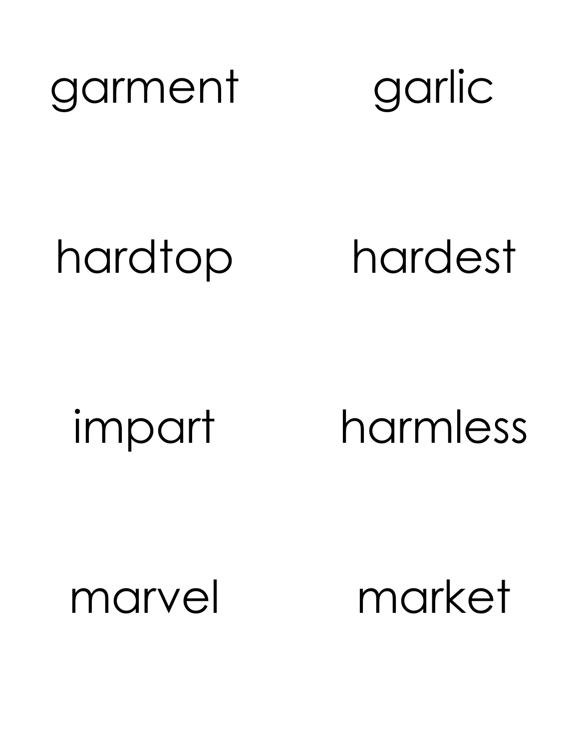garment

garlic

hardtop

hardest

impart

harmless

marvel

market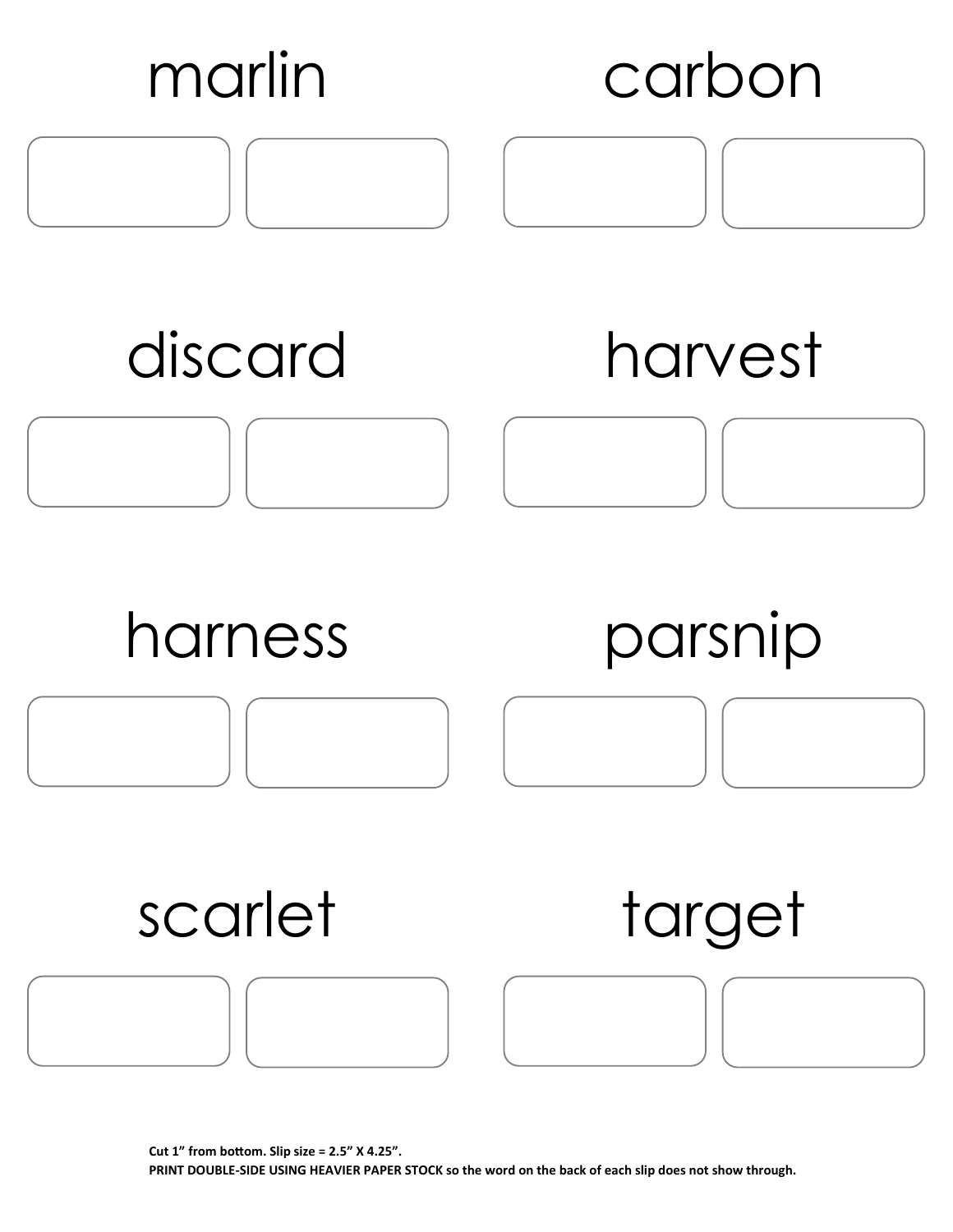marlin

carbon

discard

harvest

harness

parsnip

scarlet

target

**Cut 1” from bottom. Slip size = 2.5” X 4.25”.**

**PRINT DOUBLE-SIDE USING HEAVIER PAPER STOCK so the word on the back of each slip does not show through.**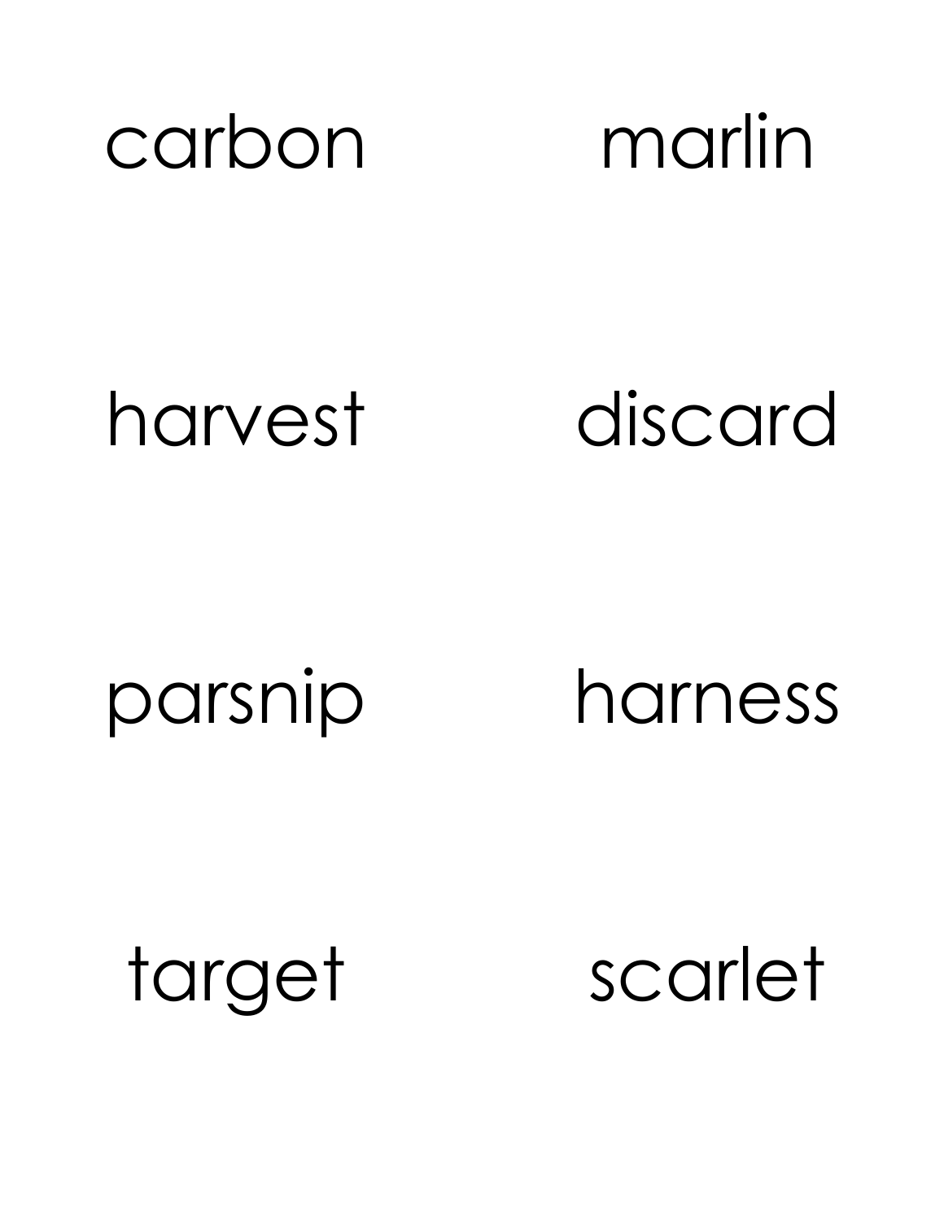carbon

marlin

harvest

discard

parsnip

harness

target

scarlet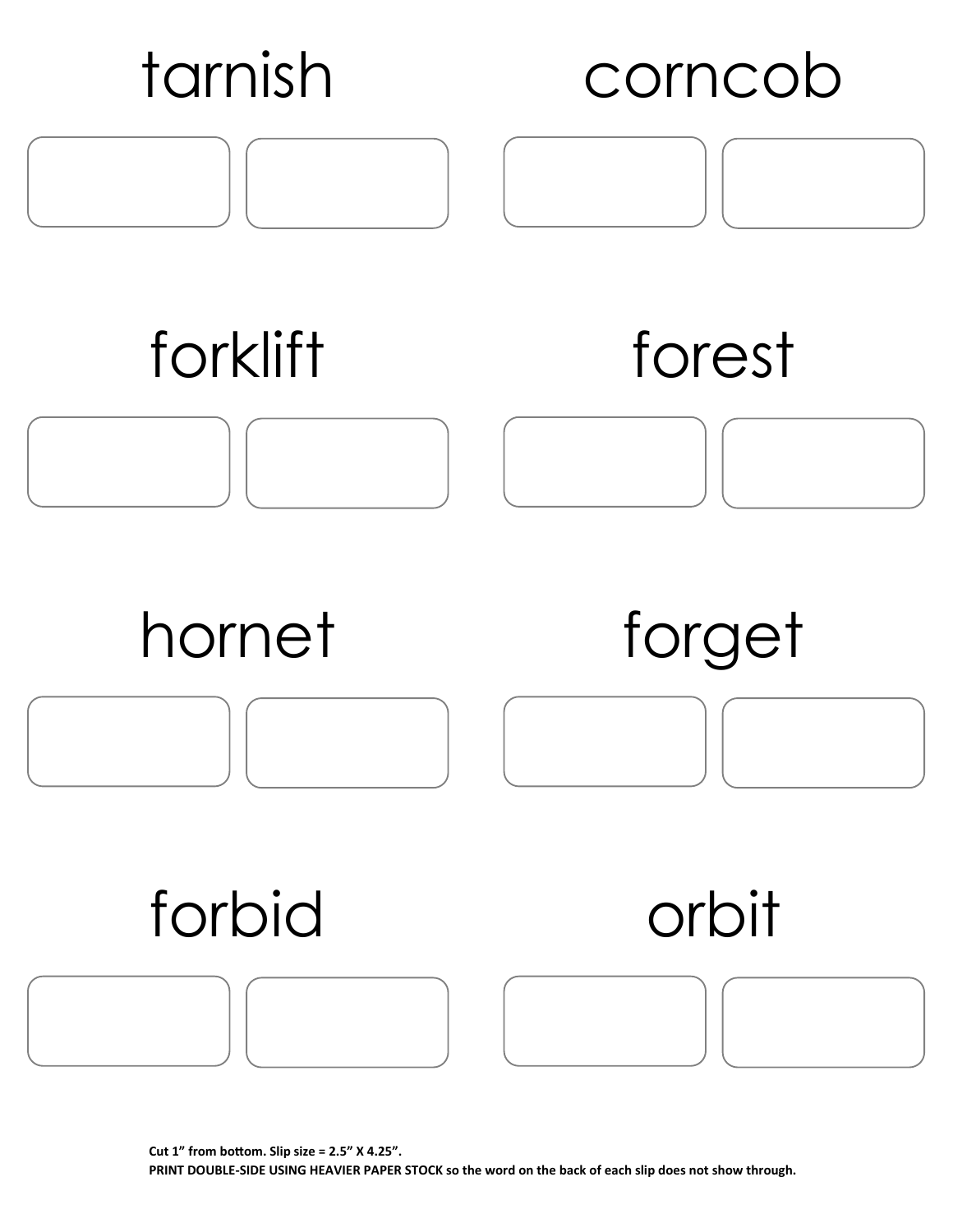tarnish

corncob

forklift

forest

hornet

forget

forbid

orbit

**Cut 1" from bottom. Slip size = 2.5" X 4.25".**
**PRINT DOUBLE-SIDE USING HEAVIER PAPER STOCK so the word on the back of each slip does not show through.**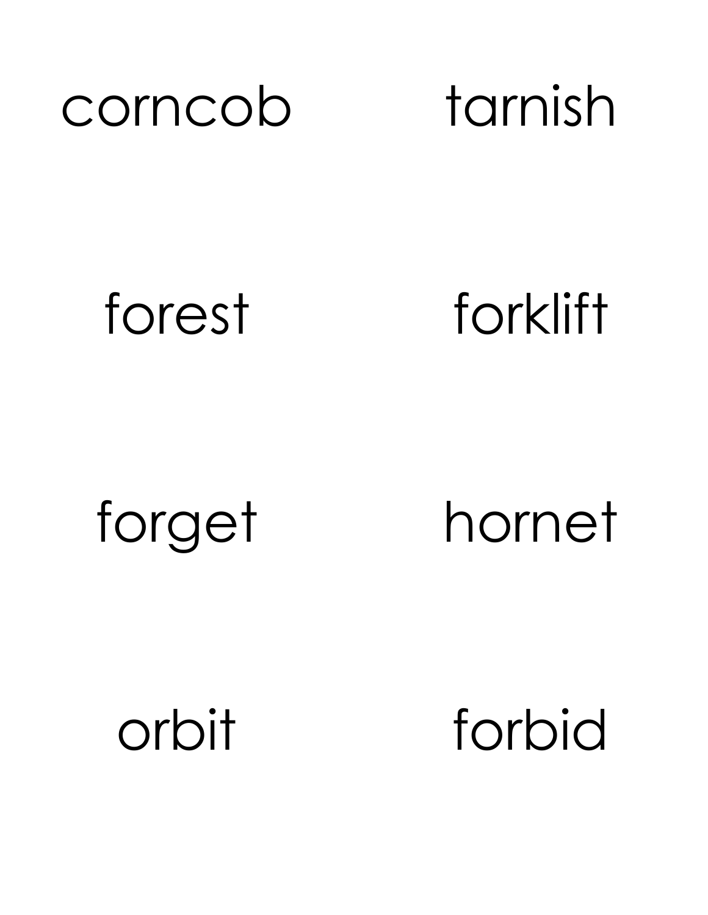corncob

tarnish

forest

forklift

forget

hornet

orbit

forbid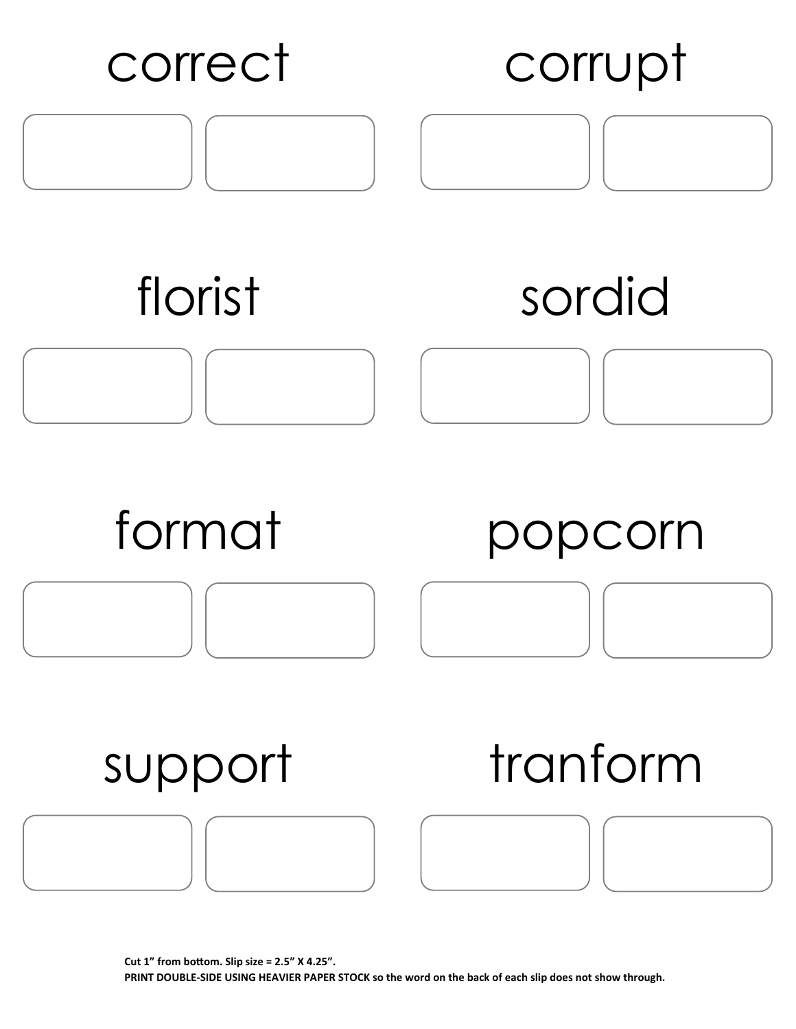correct

corrupt

florist

sordid

format

popcorn

support

tranform

**Cut 1" from bottom. Slip size = 2.5" X 4.25".**
**PRINT DOUBLE-SIDE USING HEAVIER PAPER STOCK so the word on the back of each slip does not show through.**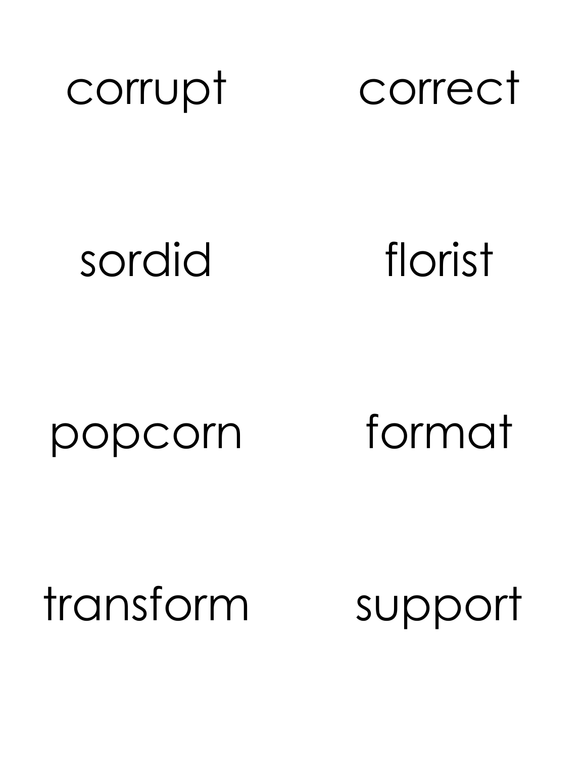| | |
|---|---|
| corrupt | correct |
| sordid | florist |
| popcorn | format |
| transform | support |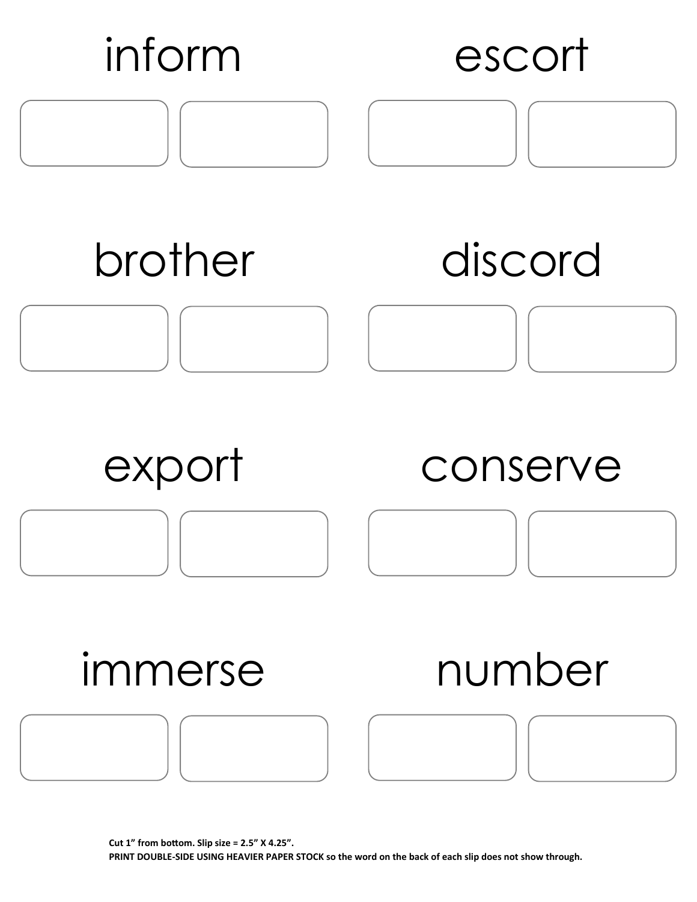inform

escort

brother

discord

export

conserve

immerse

number

**Cut 1" from bottom. Slip size = 2.5" X 4.25".**
**PRINT DOUBLE-SIDE USING HEAVIER PAPER STOCK so the word on the back of each slip does not show through.**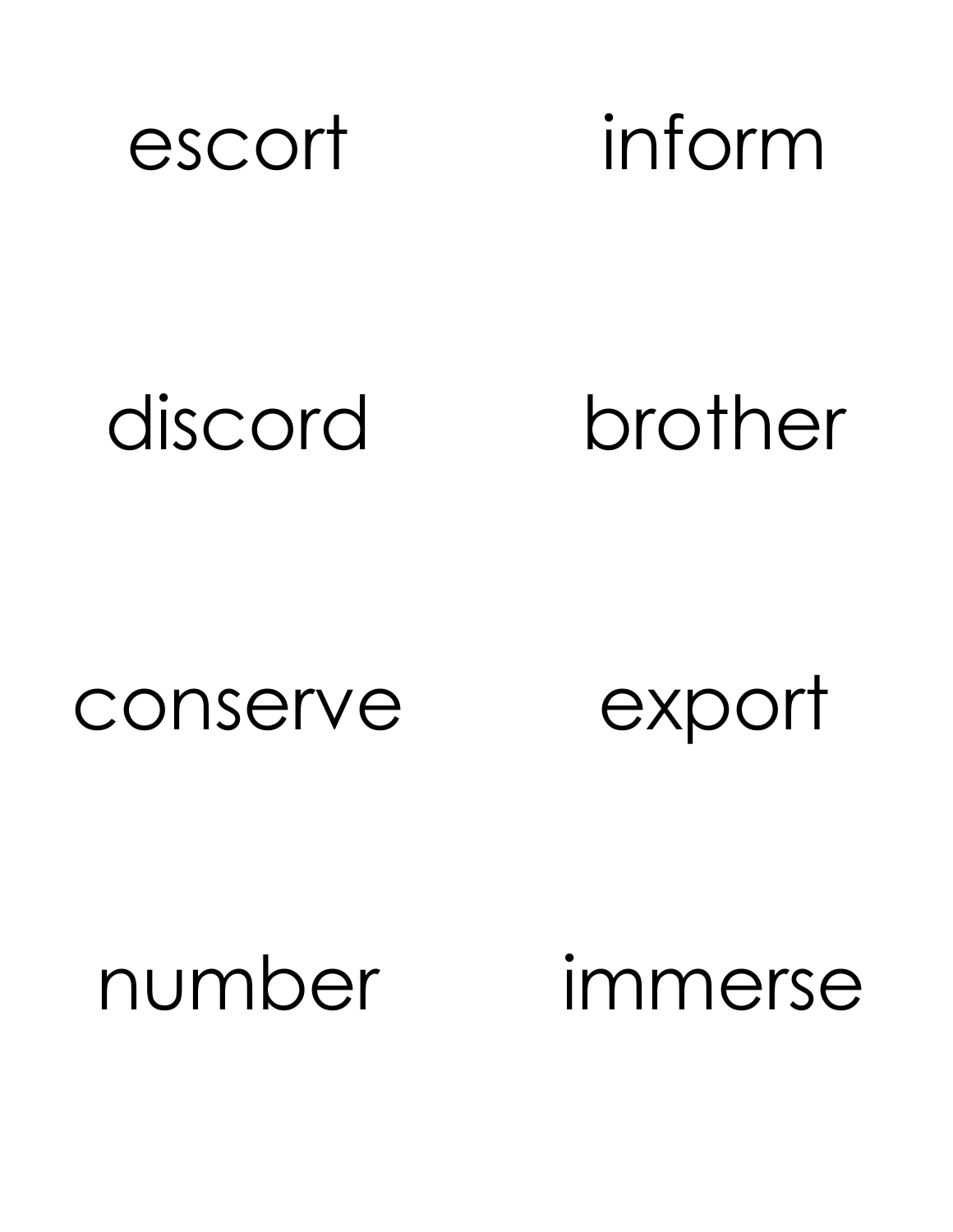escort

inform

discord

brother

conserve

export

number

immerse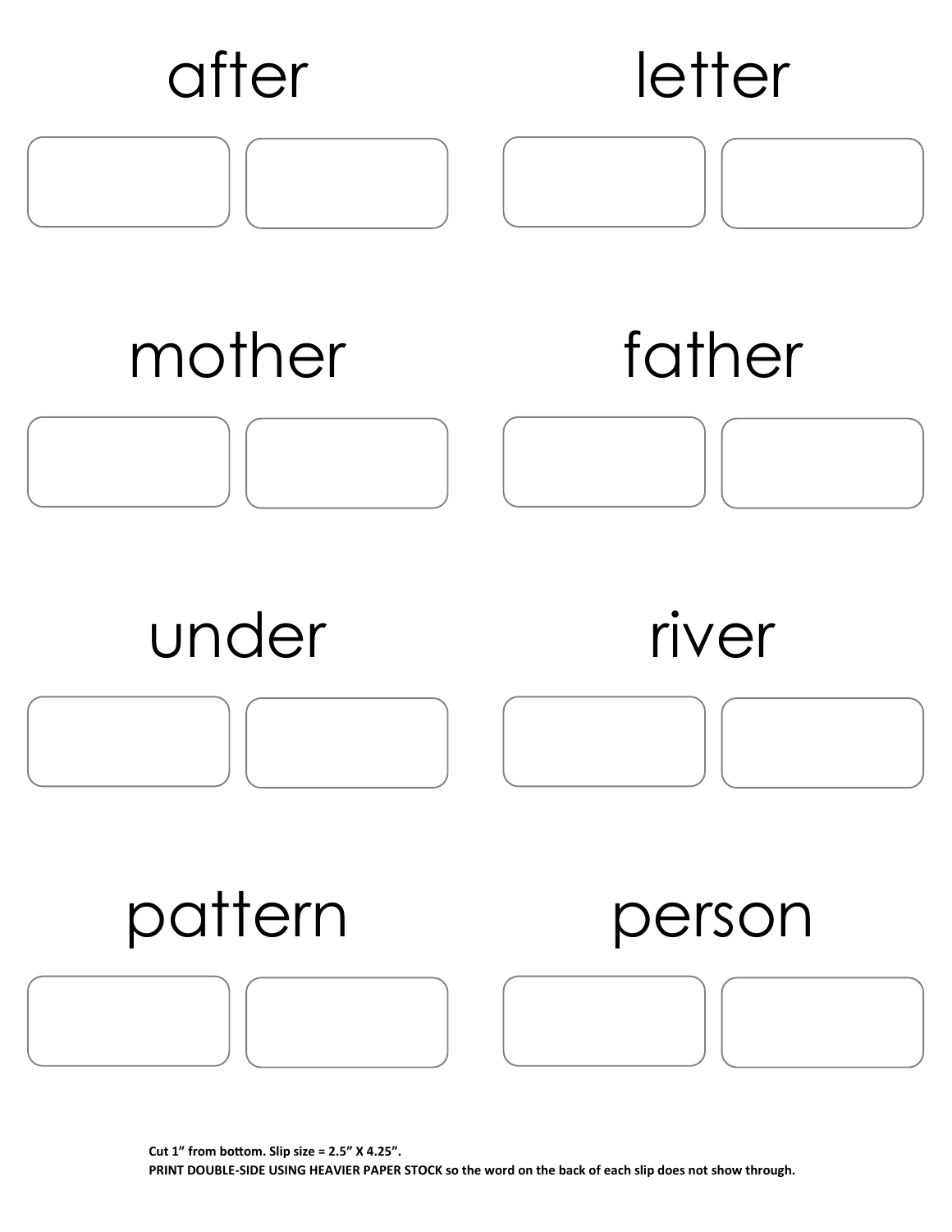after

letter

mother

father

under

river

pattern

person

**Cut 1" from bottom. Slip size = 2.5" X 4.25".**
**PRINT DOUBLE-SIDE USING HEAVIER PAPER STOCK so the word on the back of each slip does not show through.**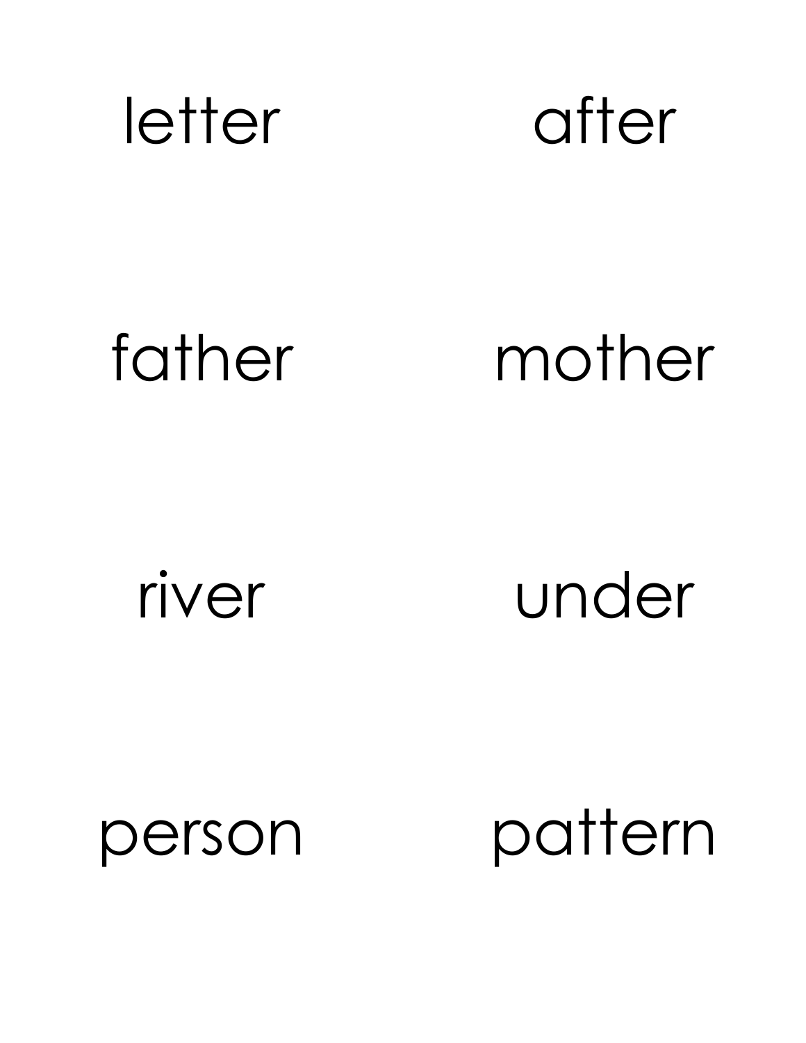letter

after

father

mother

river

under

person

pattern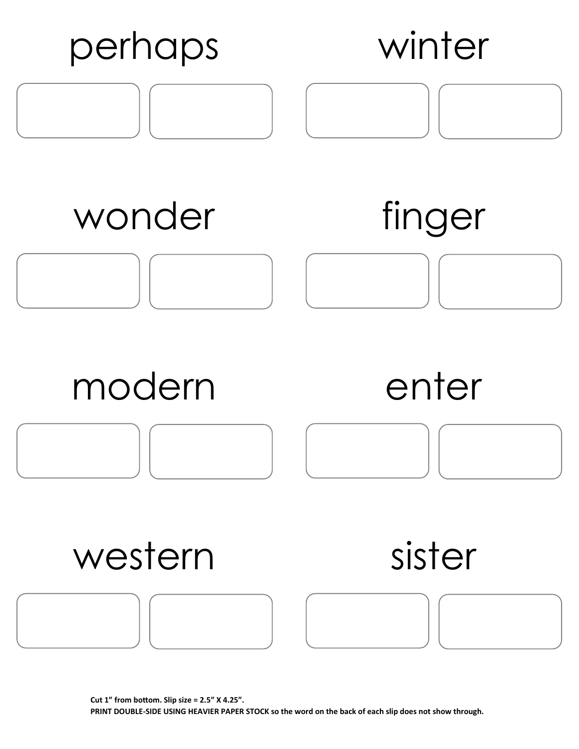perhaps

winter

wonder

finger

modern

enter

western

sister

**Cut 1" from bottom. Slip size = 2.5" X 4.25".**
**PRINT DOUBLE-SIDE USING HEAVIER PAPER STOCK so the word on the back of each slip does not show through.**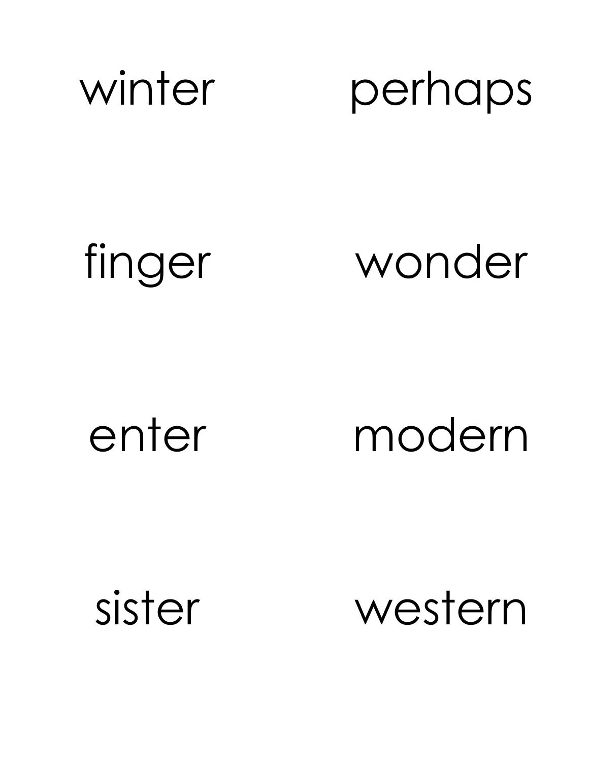winter perhaps

finger wonder

enter modern

sister western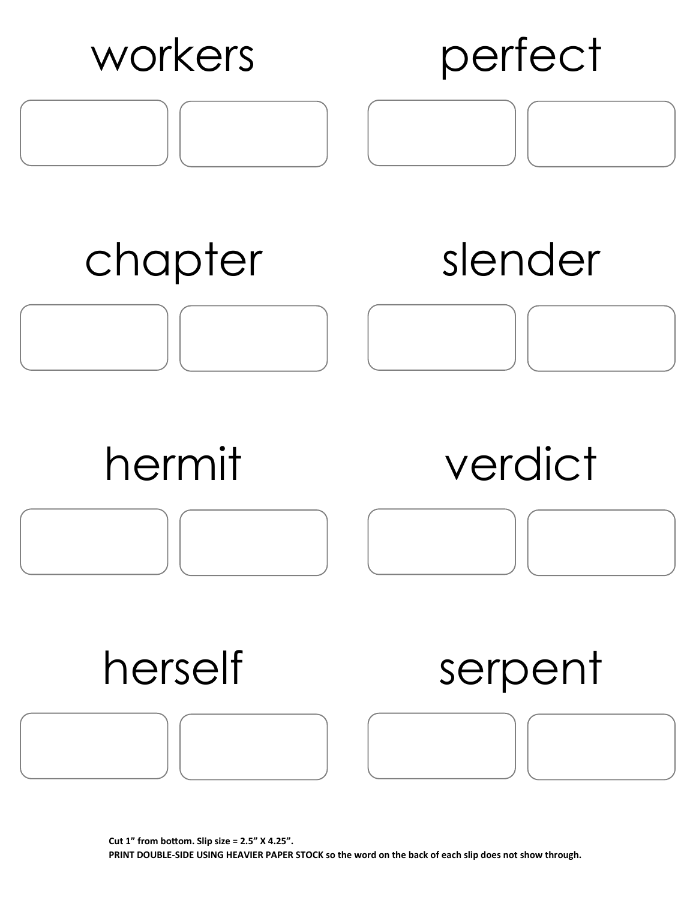workers

perfect

chapter

slender

hermit

verdict

herself

serpent

**Cut 1" from bottom. Slip size = 2.5" X 4.25".**
**PRINT DOUBLE-SIDE USING HEAVIER PAPER STOCK so the word on the back of each slip does not show through.**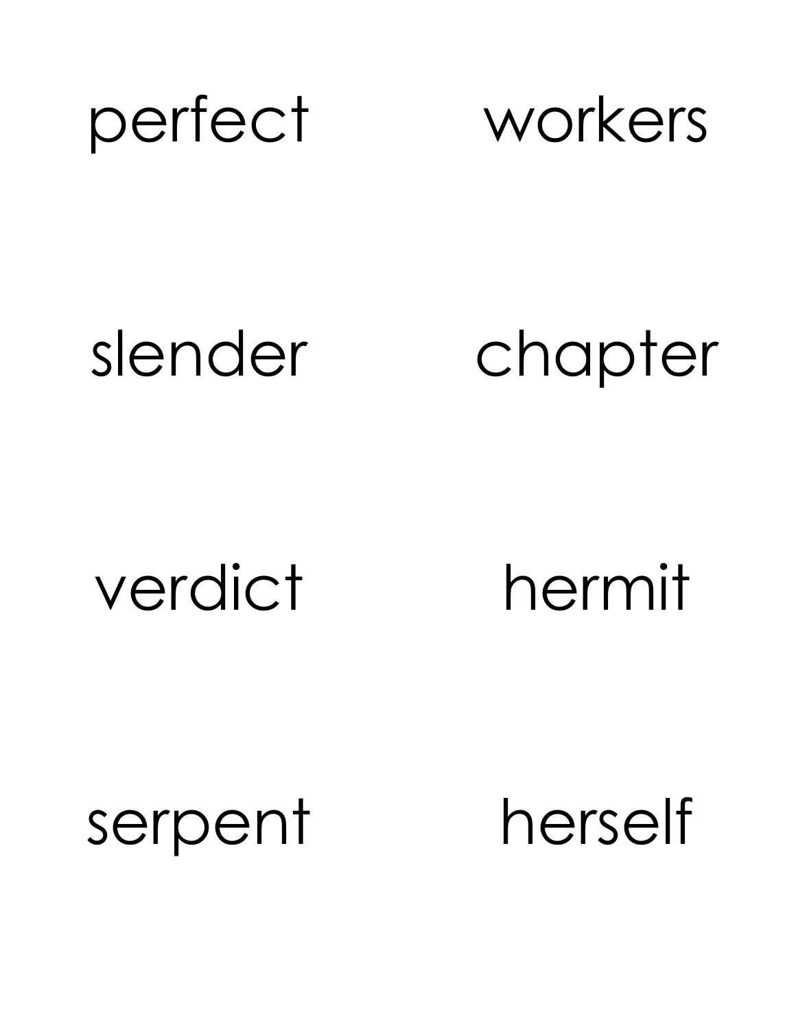perfect workers

slender chapter

verdict hermit

serpent herself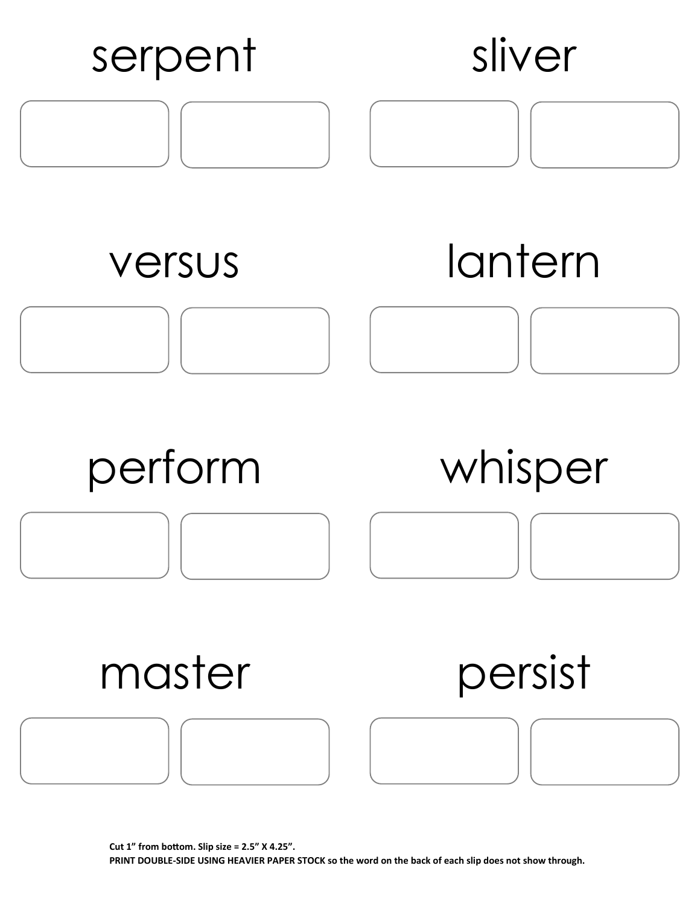serpent

sliver

versus

lantern

perform

whisper

master

persist

**Cut 1" from bottom. Slip size = 2.5" X 4.25".**
**PRINT DOUBLE-SIDE USING HEAVIER PAPER STOCK so the word on the back of each slip does not show through.**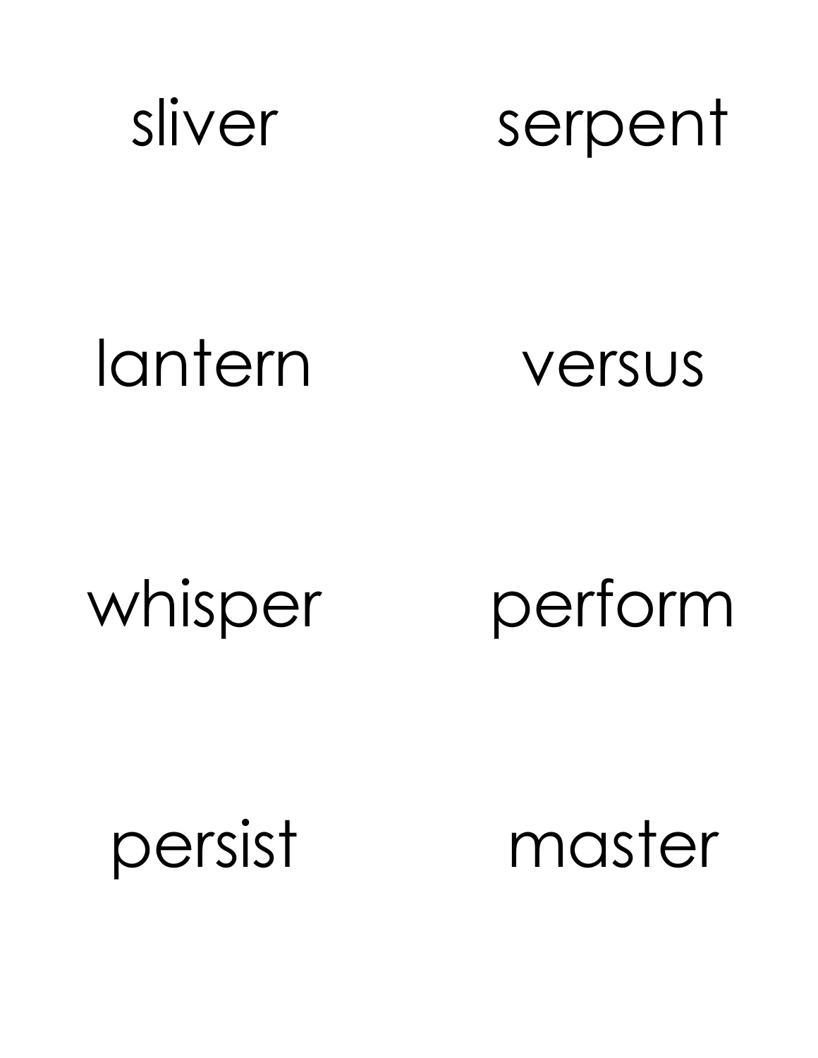sliver

serpent

lantern

versus

whisper

perform

persist

master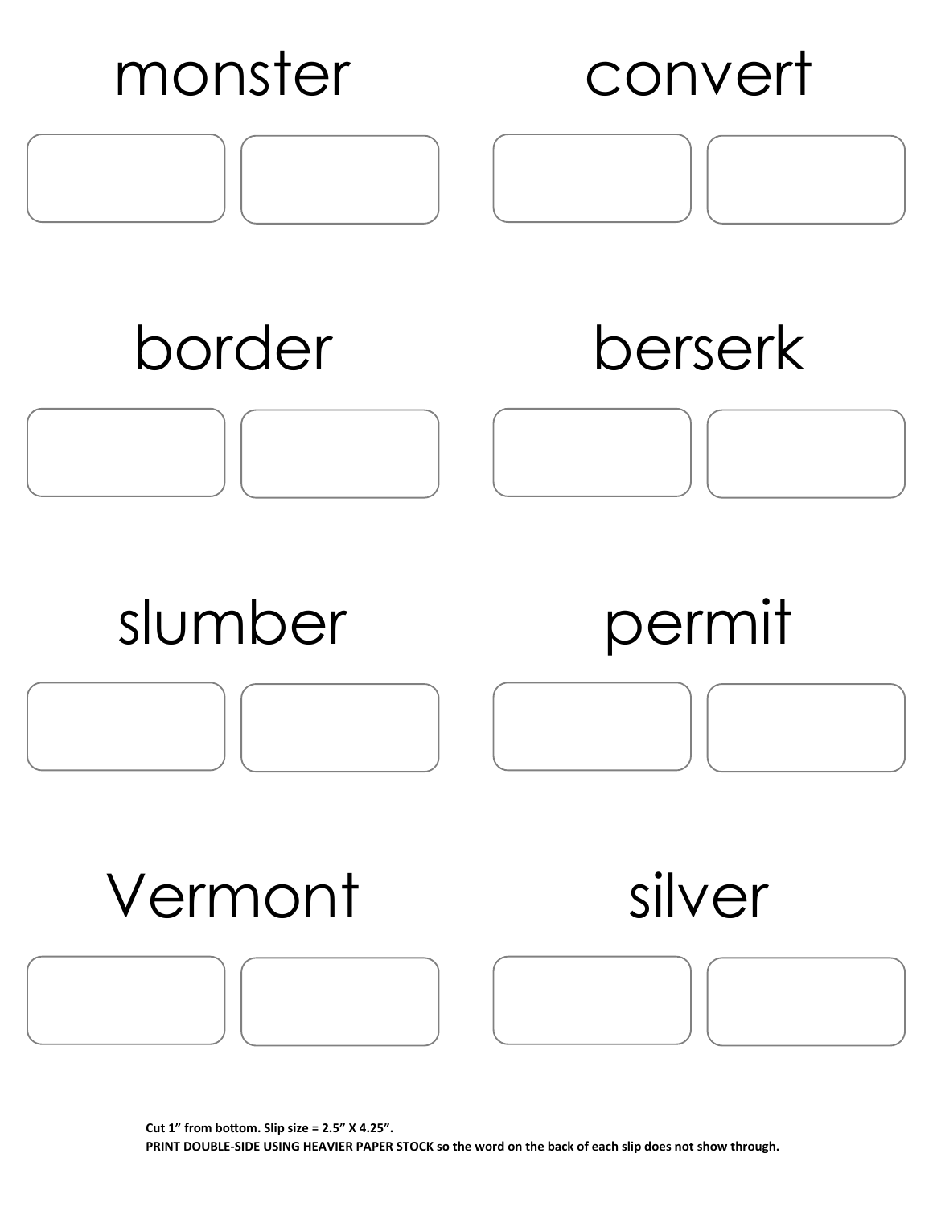monster

convert

border

berserk

slumber

permit

Vermont

silver

**Cut 1" from bottom. Slip size = 2.5" X 4.25".**
**PRINT DOUBLE-SIDE USING HEAVIER PAPER STOCK so the word on the back of each slip does not show through.**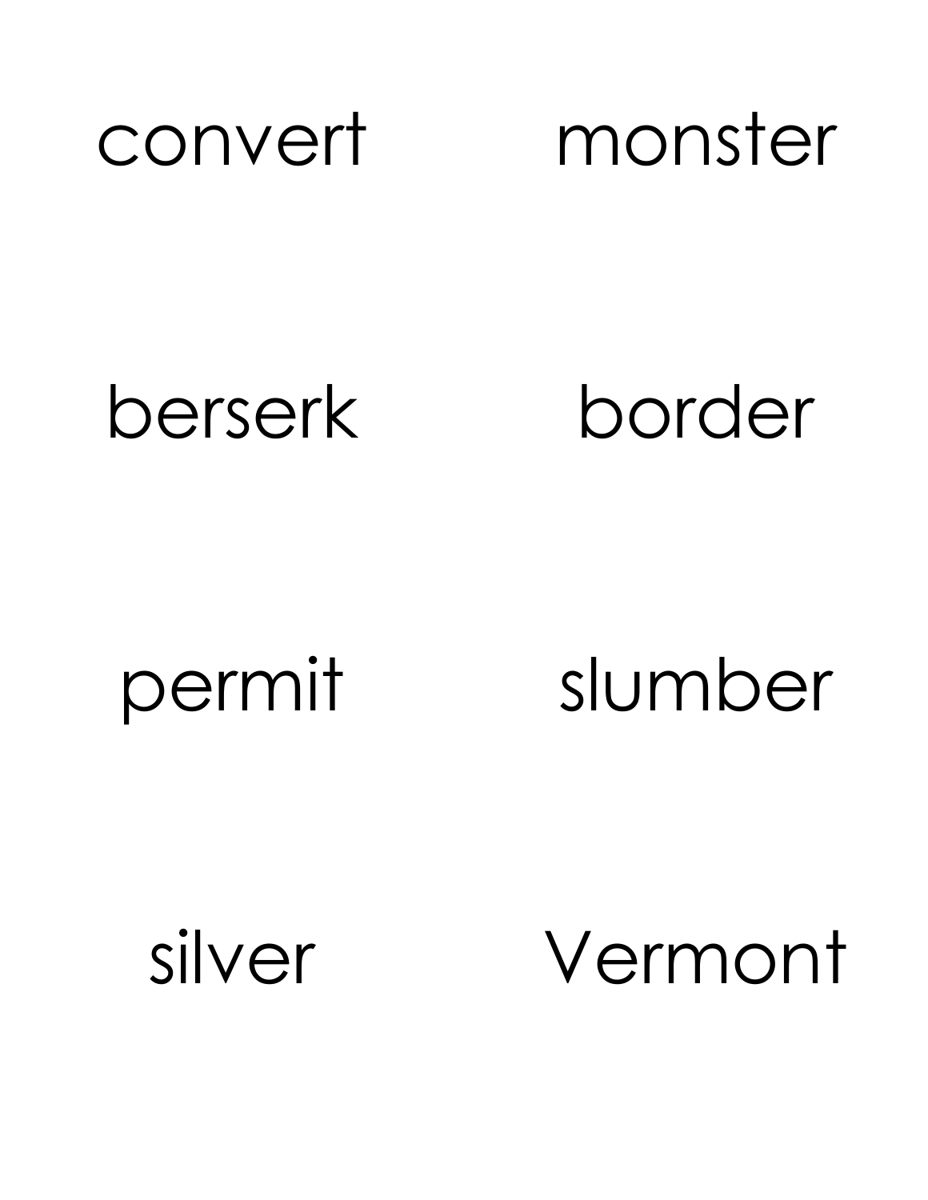convert

monster

berserk

border

permit

slumber

silver

Vermont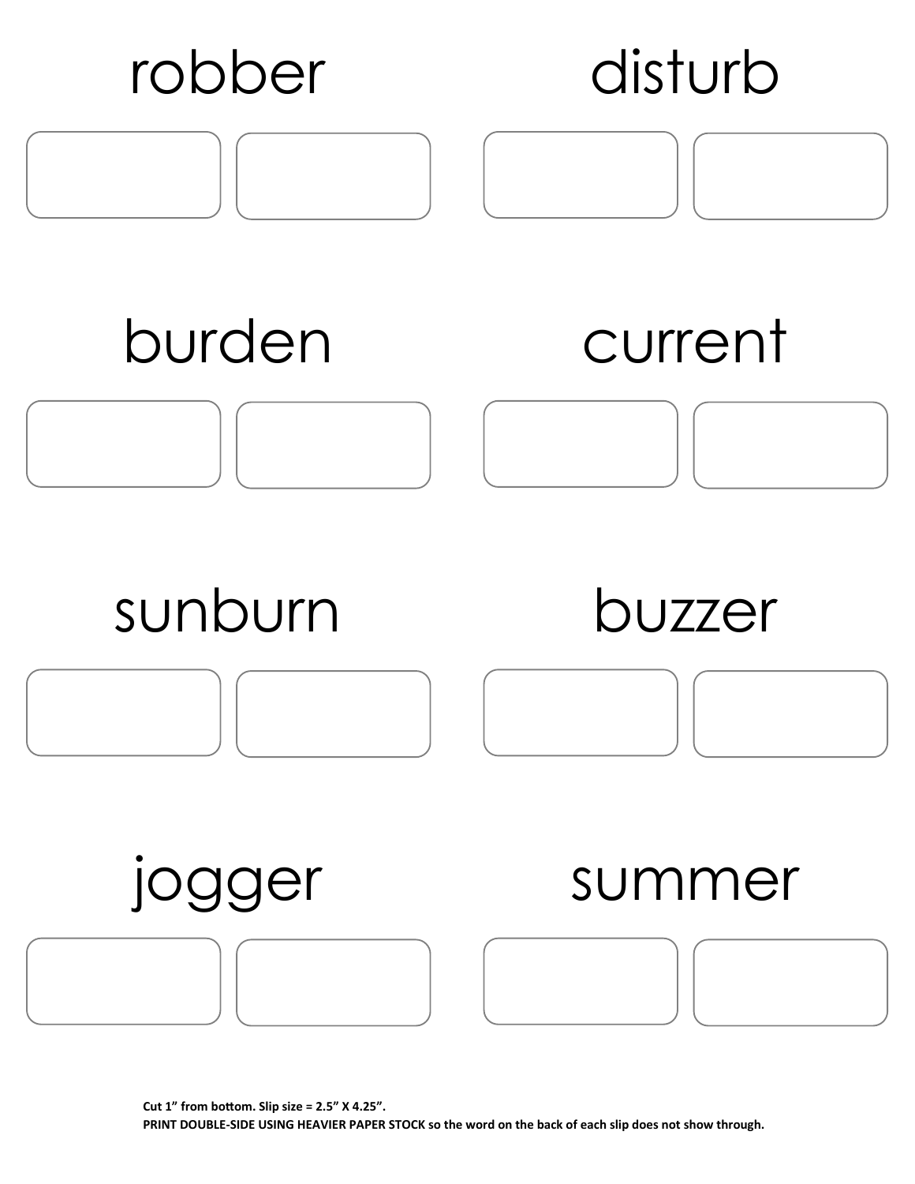robber

disturb

burden

current

sunburn

buzzer

jogger

summer

**Cut 1" from bottom. Slip size = 2.5" X 4.25".**
**PRINT DOUBLE-SIDE USING HEAVIER PAPER STOCK so the word on the back of each slip does not show through.**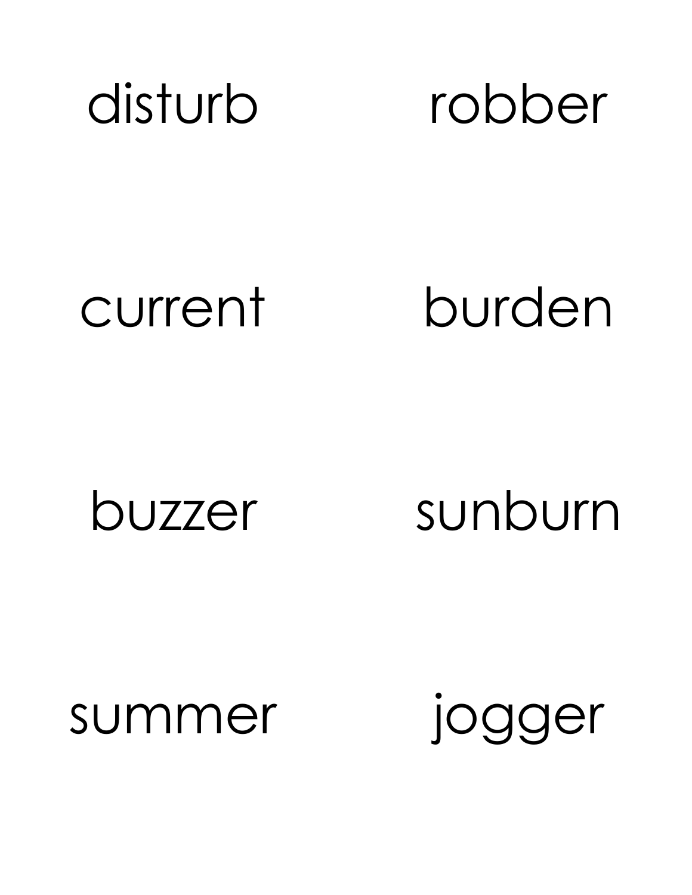disturb

robber

current

burden

buzzer

sunburn

summer

jogger